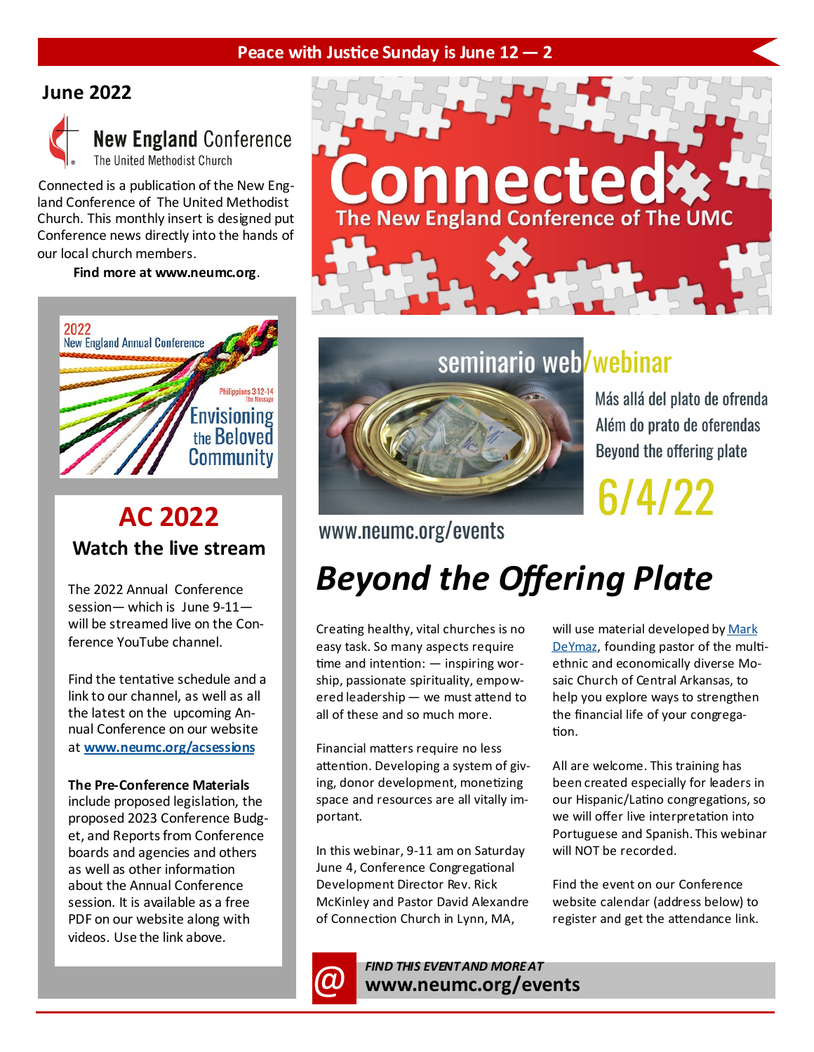**Peace with Justice Sunday is June 12 — 2**

## June 2022

**New England Conference**
The United Methodist Church

Connected is a publication of the New England Conference of The United Methodist Church. This monthly insert is designed put Conference news directly into the hands of our local church members.

**Find more at www.neumc.org**.

# Connected

## The New England Conference of The UMC

2022 New England Annual Conference

Philippians 3:12-14 The Message

Envisioning the Beloved Community

## AC 2022

### Watch the live stream

The 2022 Annual Conference session— which is June 9-11— will be streamed live on the Conference YouTube channel.

Find the tentative schedule and a link to our channel, as well as all the latest on the upcoming Annual Conference on our website at **www.neumc.org/acsessions**

**The Pre-Conference Materials** include proposed legislation, the proposed 2023 Conference Budget, and Reports from Conference boards and agencies and others as well as other information about the Annual Conference session. It is available as a free PDF on our website along with videos. Use the link above.

seminario web/webinar

Más allá del plato de ofrenda
Além do prato de oferendas
Beyond the offering plate

6/4/22

www.neumc.org/events

# *Beyond the Offering Plate*

Creating healthy, vital churches is no easy task. So many aspects require time and intention: — inspiring worship, passionate spirituality, empowered leadership — we must attend to all of these and so much more.

Financial matters require no less attention. Developing a system of giving, donor development, monetizing space and resources are all vitally important.

In this webinar, 9-11 am on Saturday June 4, Conference Congregational Development Director Rev. Rick McKinley and Pastor David Alexandre of Connection Church in Lynn, MA, will use material developed by Mark DeYmaz, founding pastor of the multi-ethnic and economically diverse Mosaic Church of Central Arkansas, to help you explore ways to strengthen the financial life of your congregation.

All are welcome. This training has been created especially for leaders in our Hispanic/Latino congregations, so we will offer live interpretation into Portuguese and Spanish. This webinar will NOT be recorded.

Find the event on our Conference website calendar (address below) to register and get the attendance link.

@ *FIND THIS EVENT AND MORE AT*
**www.neumc.org/events**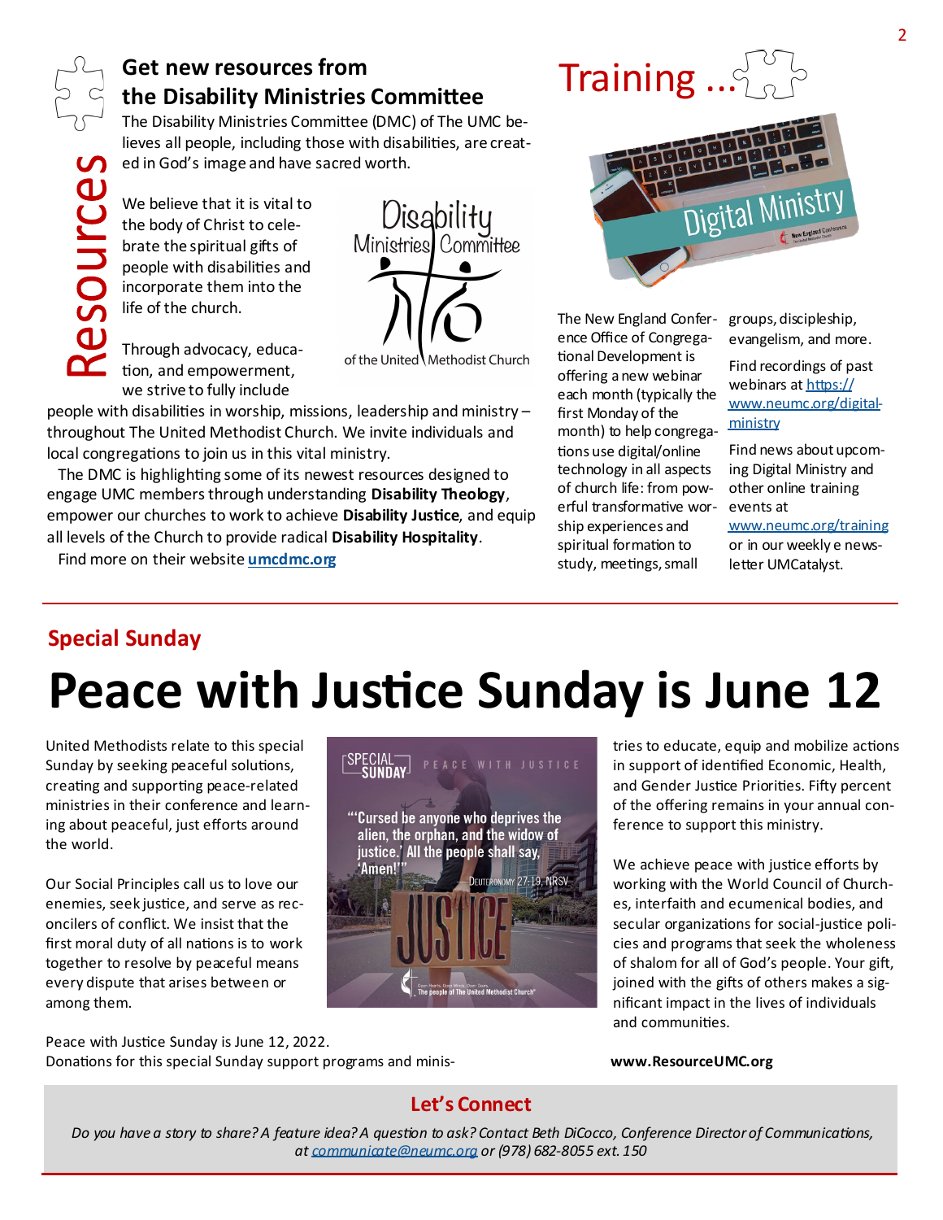# Resources

## Get new resources from the Disability Ministries Committee

The Disability Ministries Committee (DMC) of The UMC believes all people, including those with disabilities, are created in God's image and have sacred worth.

We believe that it is vital to the body of Christ to celebrate the spiritual gifts of people with disabilities and incorporate them into the life of the church.

Through advocacy, education, and empowerment, we strive to fully include people with disabilities in worship, missions, leadership and ministry – throughout The United Methodist Church. We invite individuals and local congregations to join us in this vital ministry.

The DMC is highlighting some of its newest resources designed to engage UMC members through understanding **Disability Theology**, empower our churches to work to achieve **Disability Justice**, and equip all levels of the Church to provide radical **Disability Hospitality**.

Find more on their website **umcdmc.org**

## Training ...

The New England Conference Office of Congregational Development is offering a new webinar each month (typically the first Monday of the month) to help congregations use digital/online technology in all aspects of church life: from powerful transformative worship experiences and spiritual formation to study, meetings, small groups, discipleship, evangelism, and more.

Find recordings of past webinars at https://www.neumc.org/digital-ministry

Find news about upcoming Digital Ministry and other online training events at www.neumc.org/training or in our weekly e newsletter UMCatalyst.

---

**Special Sunday**

# Peace with Justice Sunday is June 12

United Methodists relate to this special Sunday by seeking peaceful solutions, creating and supporting peace-related ministries in their conference and learning about peaceful, just efforts around the world.

Our Social Principles call us to love our enemies, seek justice, and serve as reconcilers of conflict. We insist that the first moral duty of all nations is to work together to resolve by peaceful means every dispute that arises between or among them.

Peace with Justice Sunday is June 12, 2022.
Donations for this special Sunday support programs and ministries to educate, equip and mobilize actions in support of identified Economic, Health, and Gender Justice Priorities. Fifty percent of the offering remains in your annual conference to support this ministry.

We achieve peace with justice efforts by working with the World Council of Churches, interfaith and ecumenical bodies, and secular organizations for social-justice policies and programs that seek the wholeness of shalom for all of God's people. Your gift, joined with the gifts of others makes a significant impact in the lives of individuals and communities.

**www.ResourceUMC.org**

---

## Let's Connect

*Do you have a story to share? A feature idea? A question to ask? Contact Beth DiCocco, Conference Director of Communications, at communicate@neumc.org or (978) 682-8055 ext. 150*